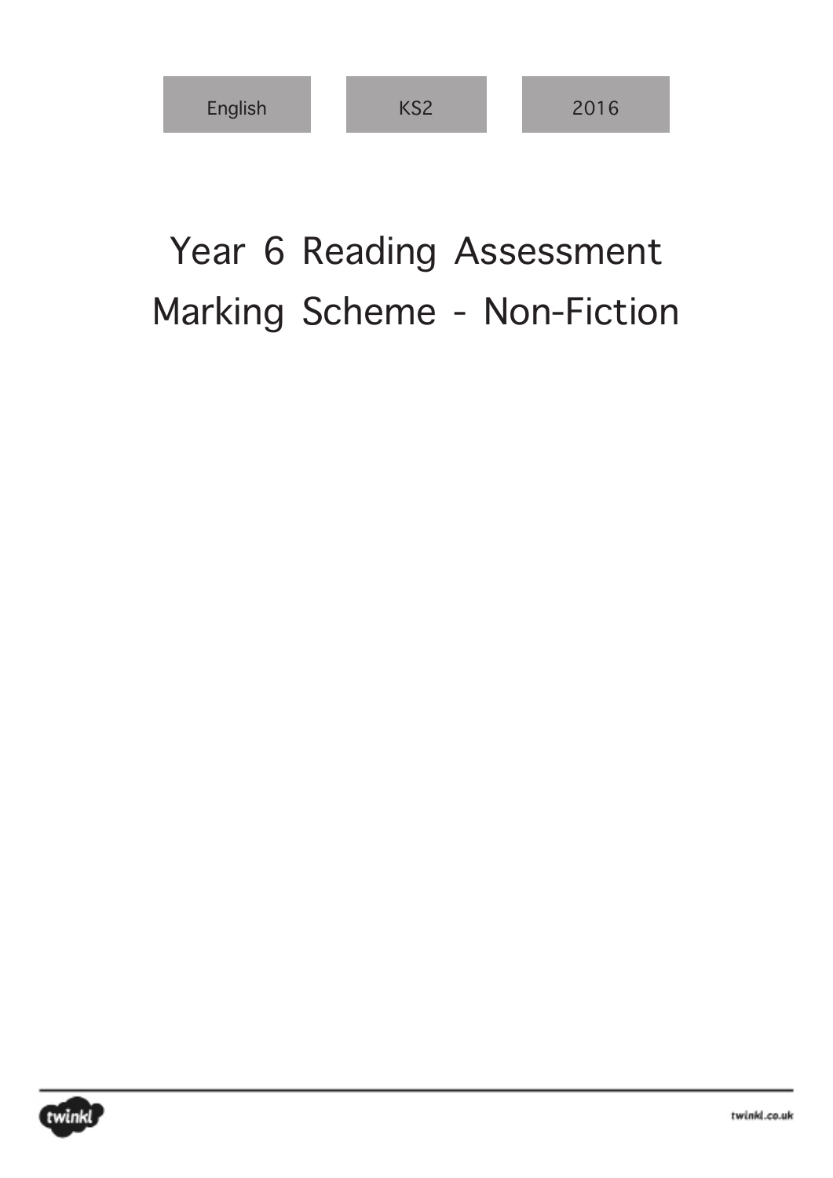English | KS2 | 2016

# Year 6 Reading Assessment Marking Scheme - Non-Fiction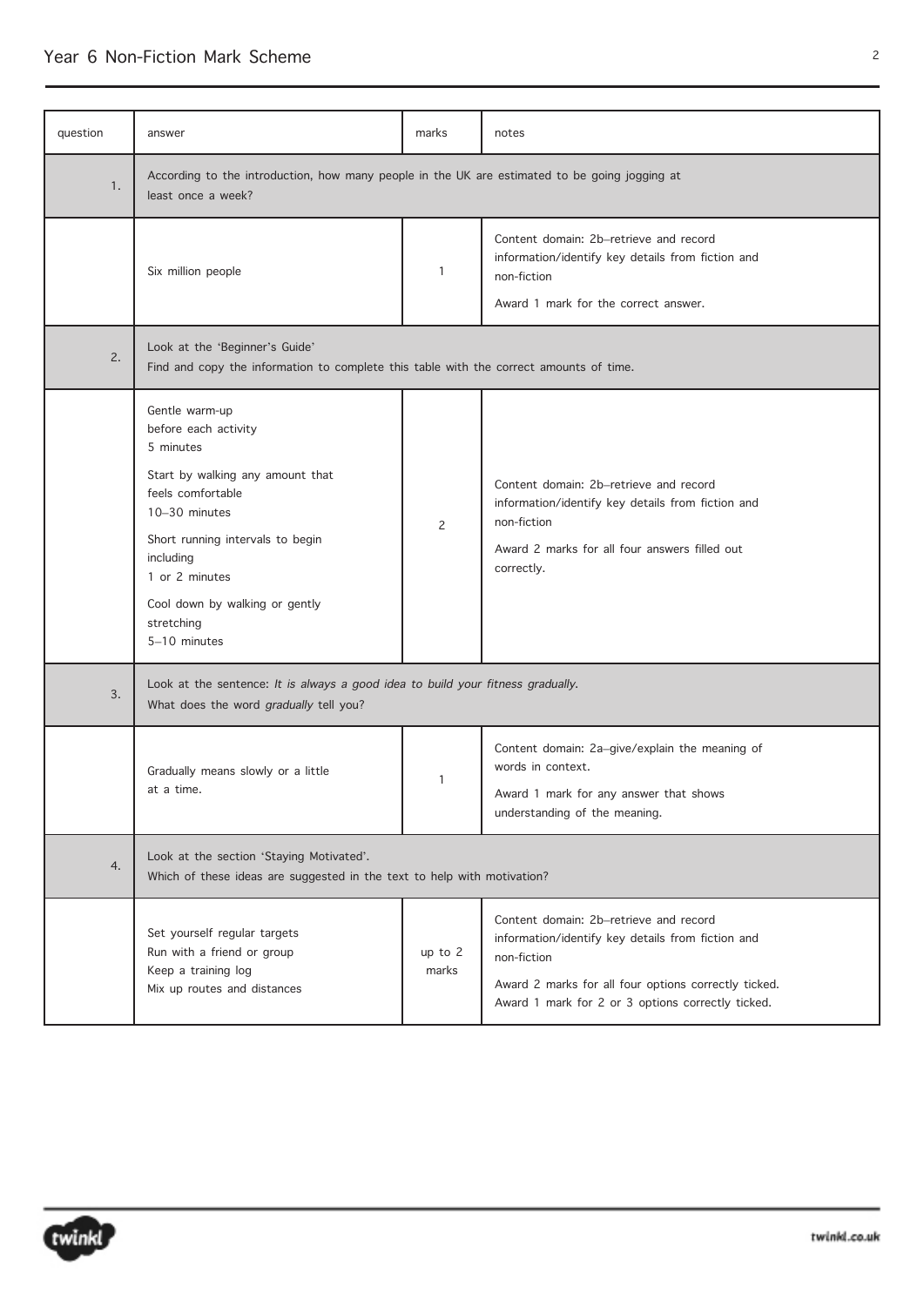| question | answer | marks | notes |
|---|---|---|---|
| 1. | According to the introduction, how many people in the UK are estimated to be going jogging at least once a week? | | |
| | Six million people | 1 | Content domain: 2b–retrieve and record information/identify key details from fiction and non-fiction<br>Award 1 mark for the correct answer. |
| 2. | Look at the 'Beginner's Guide'<br>Find and copy the information to complete this table with the correct amounts of time. | | |
| | Gentle warm-up before each activity<br>5 minutes<br>Start by walking any amount that feels comfortable<br>10–30 minutes<br>Short running intervals to begin including<br>1 or 2 minutes<br>Cool down by walking or gently stretching<br>5–10 minutes | 2 | Content domain: 2b–retrieve and record information/identify key details from fiction and non-fiction<br>Award 2 marks for all four answers filled out correctly. |
| 3. | Look at the sentence: *It is always a good idea to build your fitness gradually.*<br>What does the word *gradually* tell you? | | |
| | Gradually means slowly or a little at a time. | 1 | Content domain: 2a–give/explain the meaning of words in context.<br>Award 1 mark for any answer that shows understanding of the meaning. |
| 4. | Look at the section 'Staying Motivated'.<br>Which of these ideas are suggested in the text to help with motivation? | | |
| | Set yourself regular targets<br>Run with a friend or group<br>Keep a training log<br>Mix up routes and distances | up to 2 marks | Content domain: 2b–retrieve and record information/identify key details from fiction and non-fiction<br>Award 2 marks for all four options correctly ticked.<br>Award 1 mark for 2 or 3 options correctly ticked. |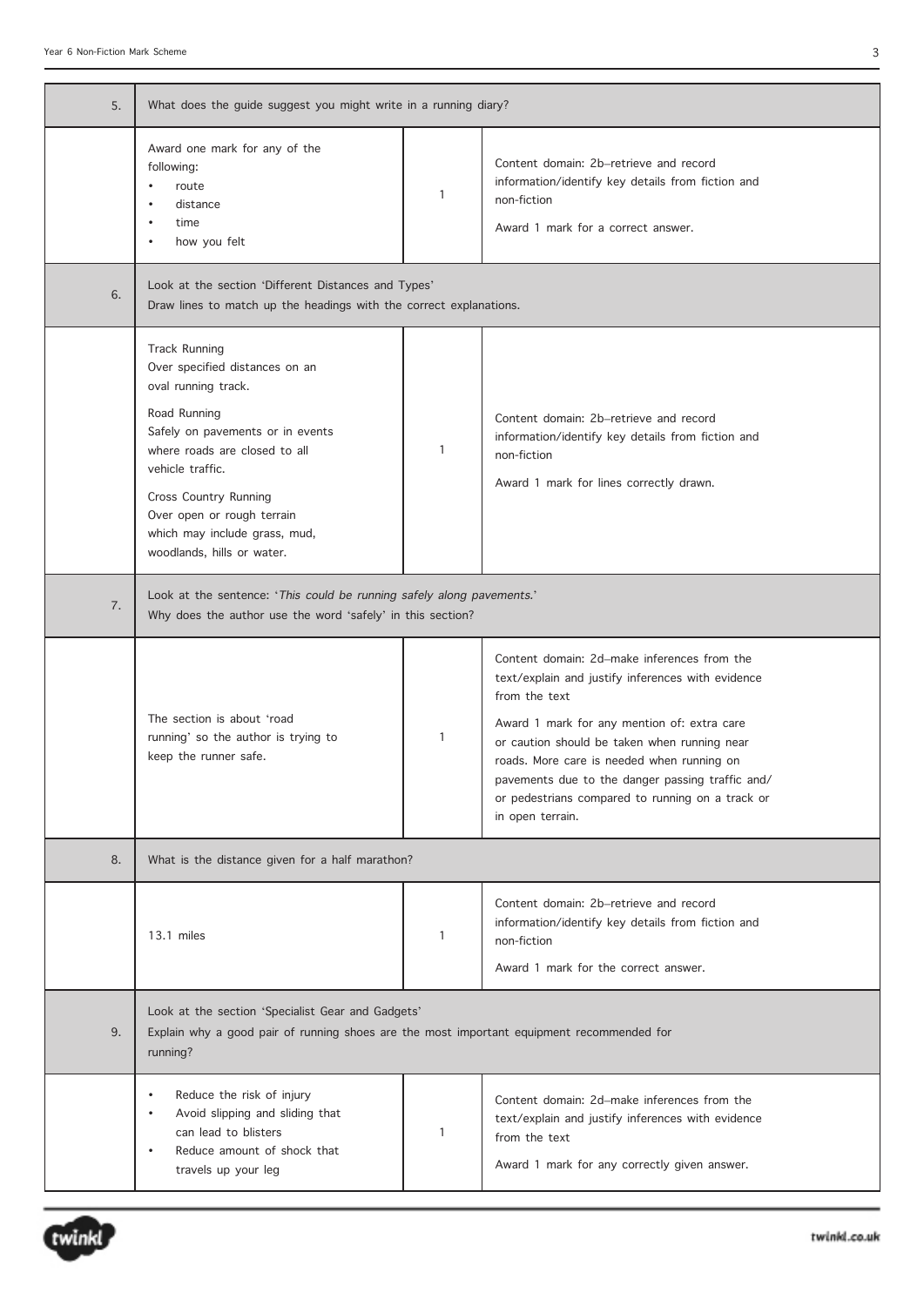| | | | |
|---|---|---|---|
| 5. | What does the guide suggest you might write in a running diary? | | |
| | Award one mark for any of the following:<br>• route<br>• distance<br>• time<br>• how you felt | 1 | Content domain: 2b–retrieve and record information/identify key details from fiction and non-fiction<br><br>Award 1 mark for a correct answer. |
| 6. | Look at the section 'Different Distances and Types'<br>Draw lines to match up the headings with the correct explanations. | | |
| | Track Running<br>Over specified distances on an oval running track.<br><br>Road Running<br>Safely on pavements or in events where roads are closed to all vehicle traffic.<br><br>Cross Country Running<br>Over open or rough terrain which may include grass, mud, woodlands, hills or water. | 1 | Content domain: 2b–retrieve and record information/identify key details from fiction and non-fiction<br><br>Award 1 mark for lines correctly drawn. |
| 7. | Look at the sentence: '*This could be running safely along pavements.*'<br>Why does the author use the word 'safely' in this section? | | |
| | The section is about 'road running' so the author is trying to keep the runner safe. | 1 | Content domain: 2d–make inferences from the text/explain and justify inferences with evidence from the text<br><br>Award 1 mark for any mention of: extra care or caution should be taken when running near roads. More care is needed when running on pavements due to the danger passing traffic and/or pedestrians compared to running on a track or in open terrain. |
| 8. | What is the distance given for a half marathon? | | |
| | 13.1 miles | 1 | Content domain: 2b–retrieve and record information/identify key details from fiction and non-fiction<br><br>Award 1 mark for the correct answer. |
| 9. | Look at the section 'Specialist Gear and Gadgets'<br>Explain why a good pair of running shoes are the most important equipment recommended for running? | | |
| | • Reduce the risk of injury<br>• Avoid slipping and sliding that can lead to blisters<br>• Reduce amount of shock that travels up your leg | 1 | Content domain: 2d–make inferences from the text/explain and justify inferences with evidence from the text<br><br>Award 1 mark for any correctly given answer. |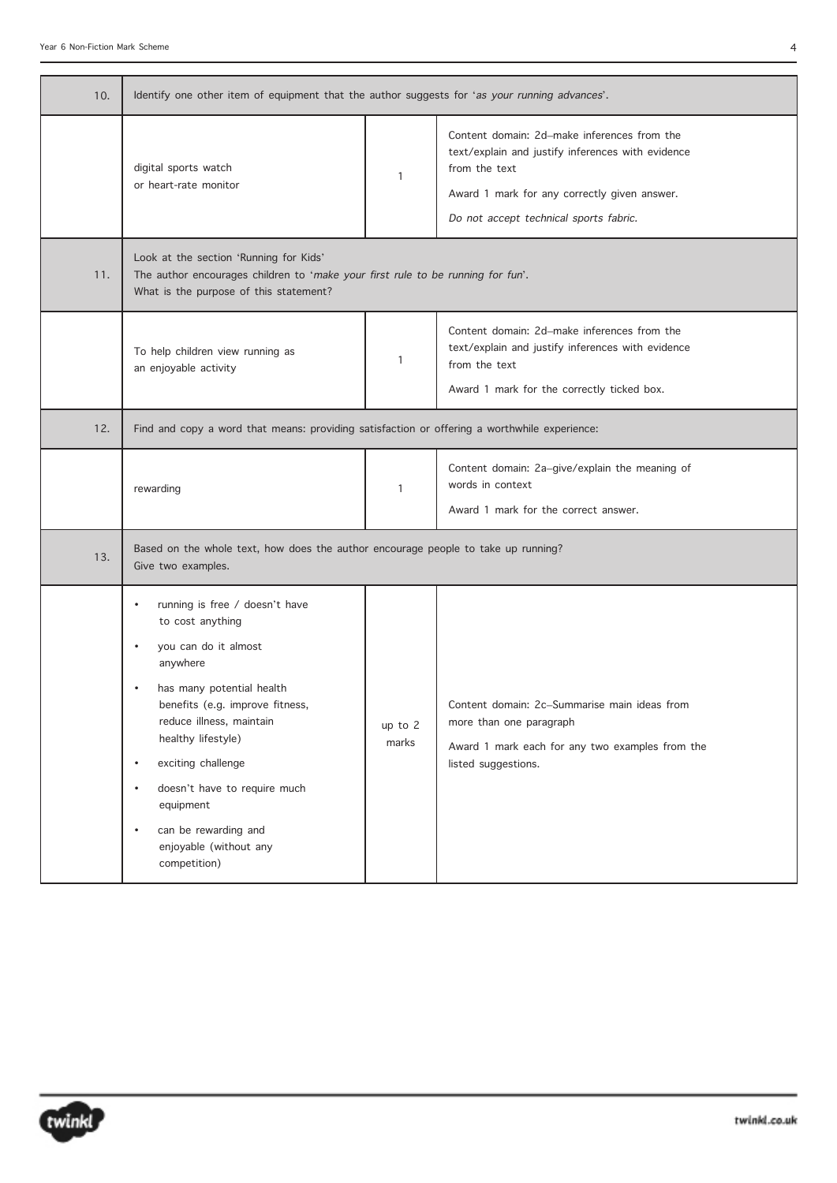| | | | |
|---|---|---|---|
| 10. | Identify one other item of equipment that the author suggests for '*as your running advances*'. | | |
| | digital sports watch<br>or heart-rate monitor | 1 | Content domain: 2d–make inferences from the text/explain and justify inferences with evidence from the text<br><br>Award 1 mark for any correctly given answer.<br><br>*Do not accept technical sports fabric.* |
| 11. | Look at the section 'Running for Kids'<br>The author encourages children to '*make your first rule to be running for fun*'.<br>What is the purpose of this statement? | | |
| | To help children view running as an enjoyable activity | 1 | Content domain: 2d–make inferences from the text/explain and justify inferences with evidence from the text<br><br>Award 1 mark for the correctly ticked box. |
| 12. | Find and copy a word that means: providing satisfaction or offering a worthwhile experience: | | |
| | rewarding | 1 | Content domain: 2a–give/explain the meaning of words in context<br><br>Award 1 mark for the correct answer. |
| 13. | Based on the whole text, how does the author encourage people to take up running?<br>Give two examples. | | |
| | • running is free / doesn't have to cost anything<br>• you can do it almost anywhere<br>• has many potential health benefits (e.g. improve fitness, reduce illness, maintain healthy lifestyle)<br>• exciting challenge<br>• doesn't have to require much equipment<br>• can be rewarding and enjoyable (without any competition) | up to 2 marks | Content domain: 2c–Summarise main ideas from more than one paragraph<br><br>Award 1 mark each for any two examples from the listed suggestions. |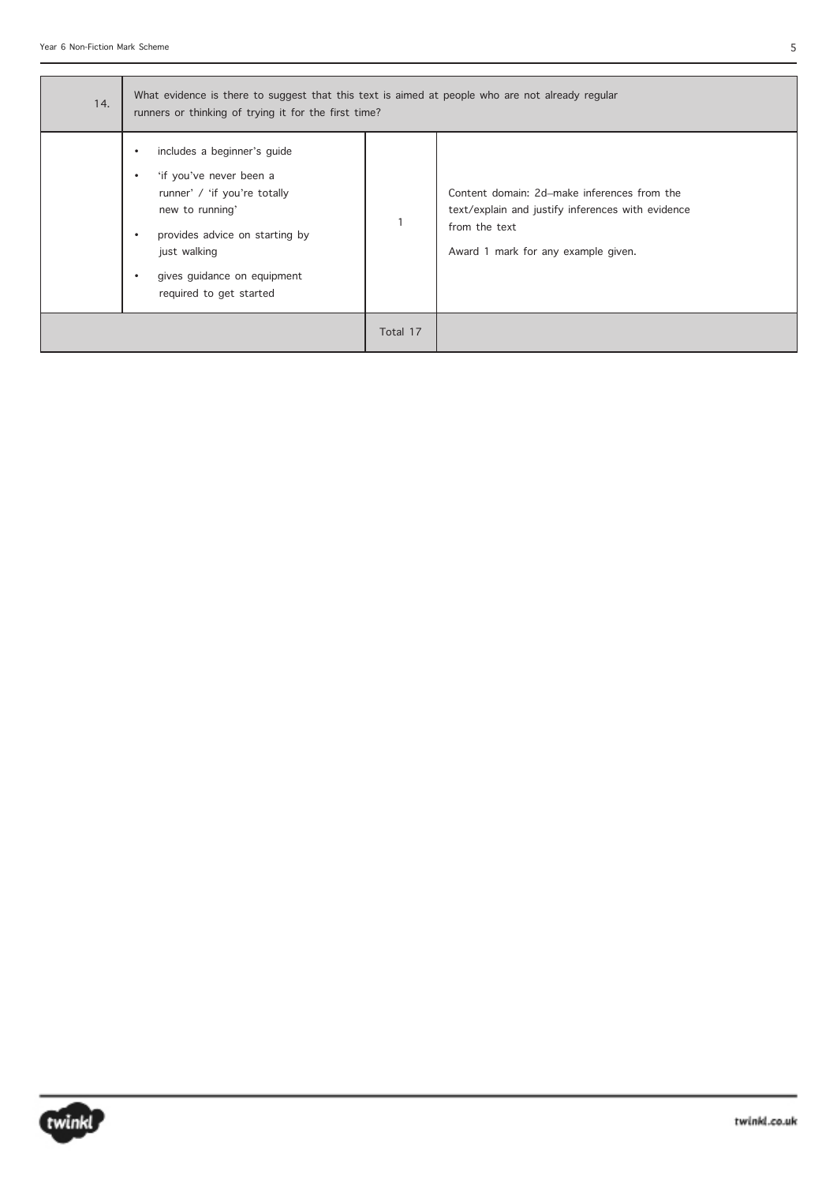| | | | |
|---|---|---|---|
| 14. | What evidence is there to suggest that this text is aimed at people who are not already regular runners or thinking of trying it for the first time? | | |
| | • includes a beginner's guide<br>• 'if you've never been a runner' / 'if you're totally new to running'<br>• provides advice on starting by just walking<br>• gives guidance on equipment required to get started | 1 | Content domain: 2d–make inferences from the text/explain and justify inferences with evidence from the text<br><br>Award 1 mark for any example given. |
| | | Total 17 | |